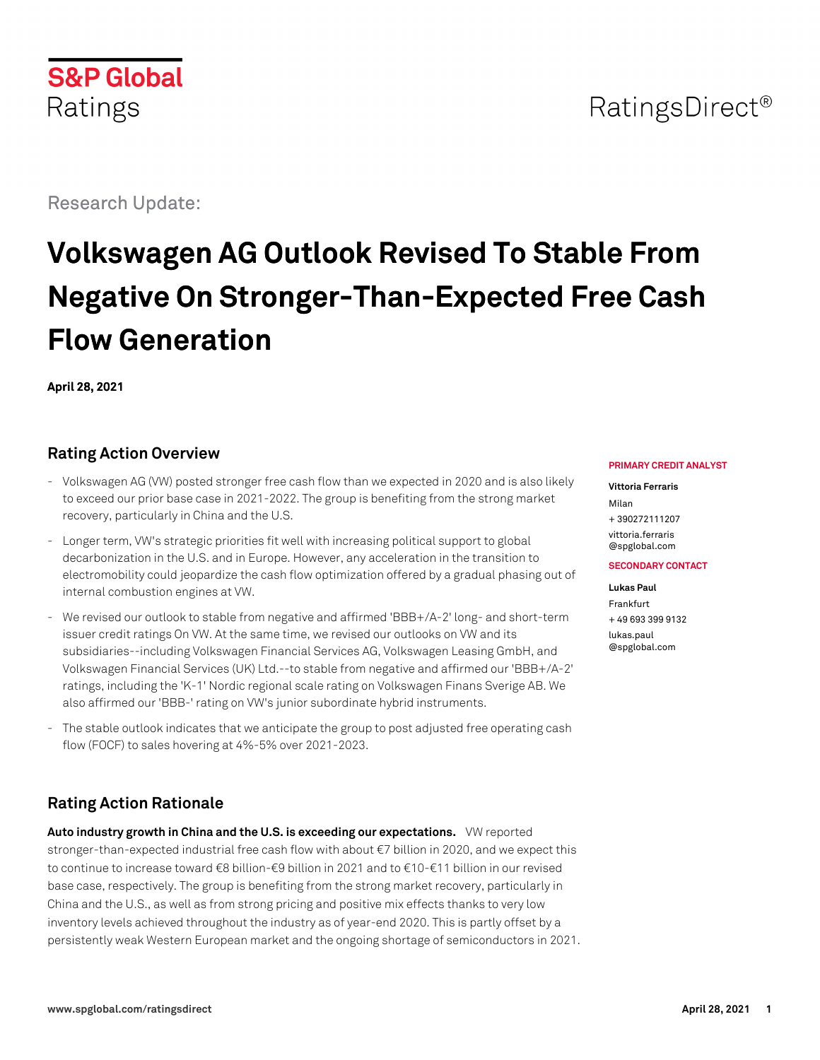S&P Global Ratings

RatingsDirect®

Research Update:

# Volkswagen AG Outlook Revised To Stable From Negative On Stronger-Than-Expected Free Cash Flow Generation

**April 28, 2021**

## Rating Action Overview

- Volkswagen AG (VW) posted stronger free cash flow than we expected in 2020 and is also likely to exceed our prior base case in 2021-2022. The group is benefiting from the strong market recovery, particularly in China and the U.S.
- Longer term, VW's strategic priorities fit well with increasing political support to global decarbonization in the U.S. and in Europe. However, any acceleration in the transition to electromobility could jeopardize the cash flow optimization offered by a gradual phasing out of internal combustion engines at VW.
- We revised our outlook to stable from negative and affirmed 'BBB+/A-2' long- and short-term issuer credit ratings On VW. At the same time, we revised our outlooks on VW and its subsidiaries--including Volkswagen Financial Services AG, Volkswagen Leasing GmbH, and Volkswagen Financial Services (UK) Ltd.--to stable from negative and affirmed our 'BBB+/A-2' ratings, including the 'K-1' Nordic regional scale rating on Volkswagen Finans Sverige AB. We also affirmed our 'BBB-' rating on VW's junior subordinate hybrid instruments.
- The stable outlook indicates that we anticipate the group to post adjusted free operating cash flow (FOCF) to sales hovering at 4%-5% over 2021-2023.

**PRIMARY CREDIT ANALYST**

**Vittoria Ferraris**
Milan
+ 390272111207
vittoria.ferraris@spglobal.com

**SECONDARY CONTACT**

**Lukas Paul**
Frankfurt
+ 49 693 399 9132
lukas.paul@spglobal.com

## Rating Action Rationale

**Auto industry growth in China and the U.S. is exceeding our expectations.** VW reported stronger-than-expected industrial free cash flow with about €7 billion in 2020, and we expect this to continue to increase toward €8 billion-€9 billion in 2021 and to €10-€11 billion in our revised base case, respectively. The group is benefiting from the strong market recovery, particularly in China and the U.S., as well as from strong pricing and positive mix effects thanks to very low inventory levels achieved throughout the industry as of year-end 2020. This is partly offset by a persistently weak Western European market and the ongoing shortage of semiconductors in 2021.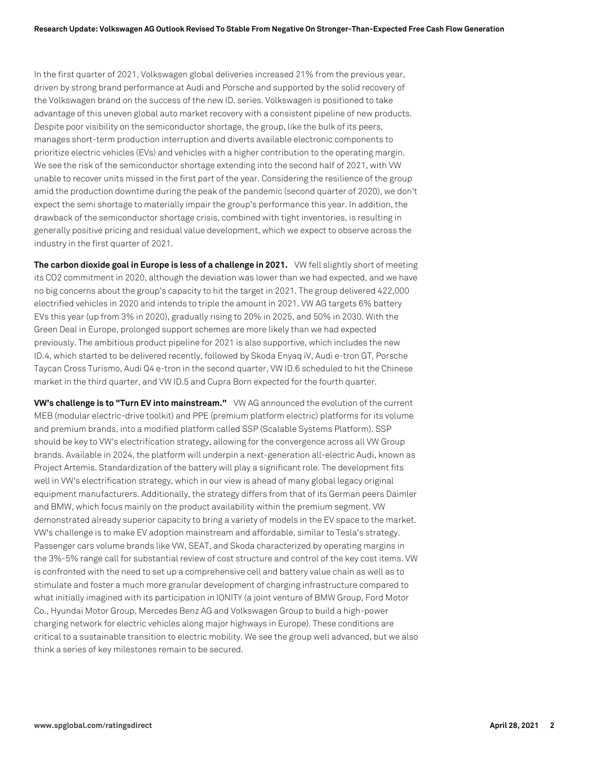In the first quarter of 2021, Volkswagen global deliveries increased 21% from the previous year, driven by strong brand performance at Audi and Porsche and supported by the solid recovery of the Volkswagen brand on the success of the new ID. series. Volkswagen is positioned to take advantage of this uneven global auto market recovery with a consistent pipeline of new products. Despite poor visibility on the semiconductor shortage, the group, like the bulk of its peers, manages short-term production interruption and diverts available electronic components to prioritize electric vehicles (EVs) and vehicles with a higher contribution to the operating margin. We see the risk of the semiconductor shortage extending into the second half of 2021, with VW unable to recover units missed in the first part of the year. Considering the resilience of the group amid the production downtime during the peak of the pandemic (second quarter of 2020), we don't expect the semi shortage to materially impair the group's performance this year. In addition, the drawback of the semiconductor shortage crisis, combined with tight inventories, is resulting in generally positive pricing and residual value development, which we expect to observe across the industry in the first quarter of 2021.

**The carbon dioxide goal in Europe is less of a challenge in 2021.** VW fell slightly short of meeting its CO2 commitment in 2020, although the deviation was lower than we had expected, and we have no big concerns about the group's capacity to hit the target in 2021. The group delivered 422,000 electrified vehicles in 2020 and intends to triple the amount in 2021. VW AG targets 6% battery EVs this year (up from 3% in 2020), gradually rising to 20% in 2025, and 50% in 2030. With the Green Deal in Europe, prolonged support schemes are more likely than we had expected previously. The ambitious product pipeline for 2021 is also supportive, which includes the new ID.4, which started to be delivered recently, followed by Skoda Enyaq iV, Audi e-tron GT, Porsche Taycan Cross Turismo, Audi Q4 e-tron in the second quarter, VW ID.6 scheduled to hit the Chinese market in the third quarter, and VW ID.5 and Cupra Born expected for the fourth quarter.

**VW's challenge is to "Turn EV into mainstream."** VW AG announced the evolution of the current MEB (modular electric-drive toolkit) and PPE (premium platform electric) platforms for its volume and premium brands, into a modified platform called SSP (Scalable Systems Platform). SSP should be key to VW's electrification strategy, allowing for the convergence across all VW Group brands. Available in 2024, the platform will underpin a next-generation all-electric Audi, known as Project Artemis. Standardization of the battery will play a significant role. The development fits well in VW's electrification strategy, which in our view is ahead of many global legacy original equipment manufacturers. Additionally, the strategy differs from that of its German peers Daimler and BMW, which focus mainly on the product availability within the premium segment. VW demonstrated already superior capacity to bring a variety of models in the EV space to the market. VW's challenge is to make EV adoption mainstream and affordable, similar to Tesla's strategy. Passenger cars volume brands like VW, SEAT, and Skoda characterized by operating margins in the 3%-5% range call for substantial review of cost structure and control of the key cost items. VW is confronted with the need to set up a comprehensive cell and battery value chain as well as to stimulate and foster a much more granular development of charging infrastructure compared to what initially imagined with its participation in IONITY (a joint venture of BMW Group, Ford Motor Co., Hyundai Motor Group, Mercedes Benz AG and Volkswagen Group to build a high-power charging network for electric vehicles along major highways in Europe). These conditions are critical to a sustainable transition to electric mobility. We see the group well advanced, but we also think a series of key milestones remain to be secured.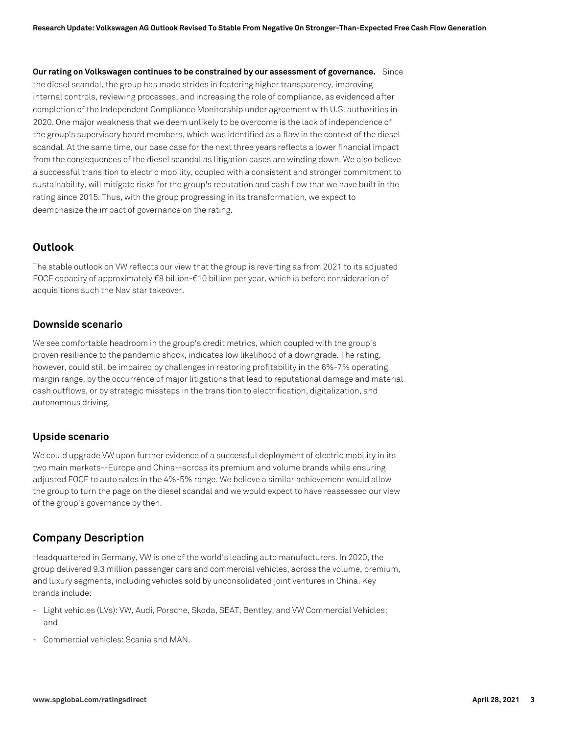**Our rating on Volkswagen continues to be constrained by our assessment of governance.** Since the diesel scandal, the group has made strides in fostering higher transparency, improving internal controls, reviewing processes, and increasing the role of compliance, as evidenced after completion of the Independent Compliance Monitorship under agreement with U.S. authorities in 2020. One major weakness that we deem unlikely to be overcome is the lack of independence of the group's supervisory board members, which was identified as a flaw in the context of the diesel scandal. At the same time, our base case for the next three years reflects a lower financial impact from the consequences of the diesel scandal as litigation cases are winding down. We also believe a successful transition to electric mobility, coupled with a consistent and stronger commitment to sustainability, will mitigate risks for the group's reputation and cash flow that we have built in the rating since 2015. Thus, with the group progressing in its transformation, we expect to deemphasize the impact of governance on the rating.

## Outlook

The stable outlook on VW reflects our view that the group is reverting as from 2021 to its adjusted FOCF capacity of approximately €8 billion-€10 billion per year, which is before consideration of acquisitions such the Navistar takeover.

### Downside scenario

We see comfortable headroom in the group's credit metrics, which coupled with the group's proven resilience to the pandemic shock, indicates low likelihood of a downgrade. The rating, however, could still be impaired by challenges in restoring profitability in the 6%-7% operating margin range, by the occurrence of major litigations that lead to reputational damage and material cash outflows, or by strategic missteps in the transition to electrification, digitalization, and autonomous driving.

### Upside scenario

We could upgrade VW upon further evidence of a successful deployment of electric mobility in its two main markets--Europe and China--across its premium and volume brands while ensuring adjusted FOCF to auto sales in the 4%-5% range. We believe a similar achievement would allow the group to turn the page on the diesel scandal and we would expect to have reassessed our view of the group's governance by then.

## Company Description

Headquartered in Germany, VW is one of the world's leading auto manufacturers. In 2020, the group delivered 9.3 million passenger cars and commercial vehicles, across the volume, premium, and luxury segments, including vehicles sold by unconsolidated joint ventures in China. Key brands include:

- Light vehicles (LVs): VW, Audi, Porsche, Skoda, SEAT, Bentley, and VW Commercial Vehicles; and
- Commercial vehicles: Scania and MAN.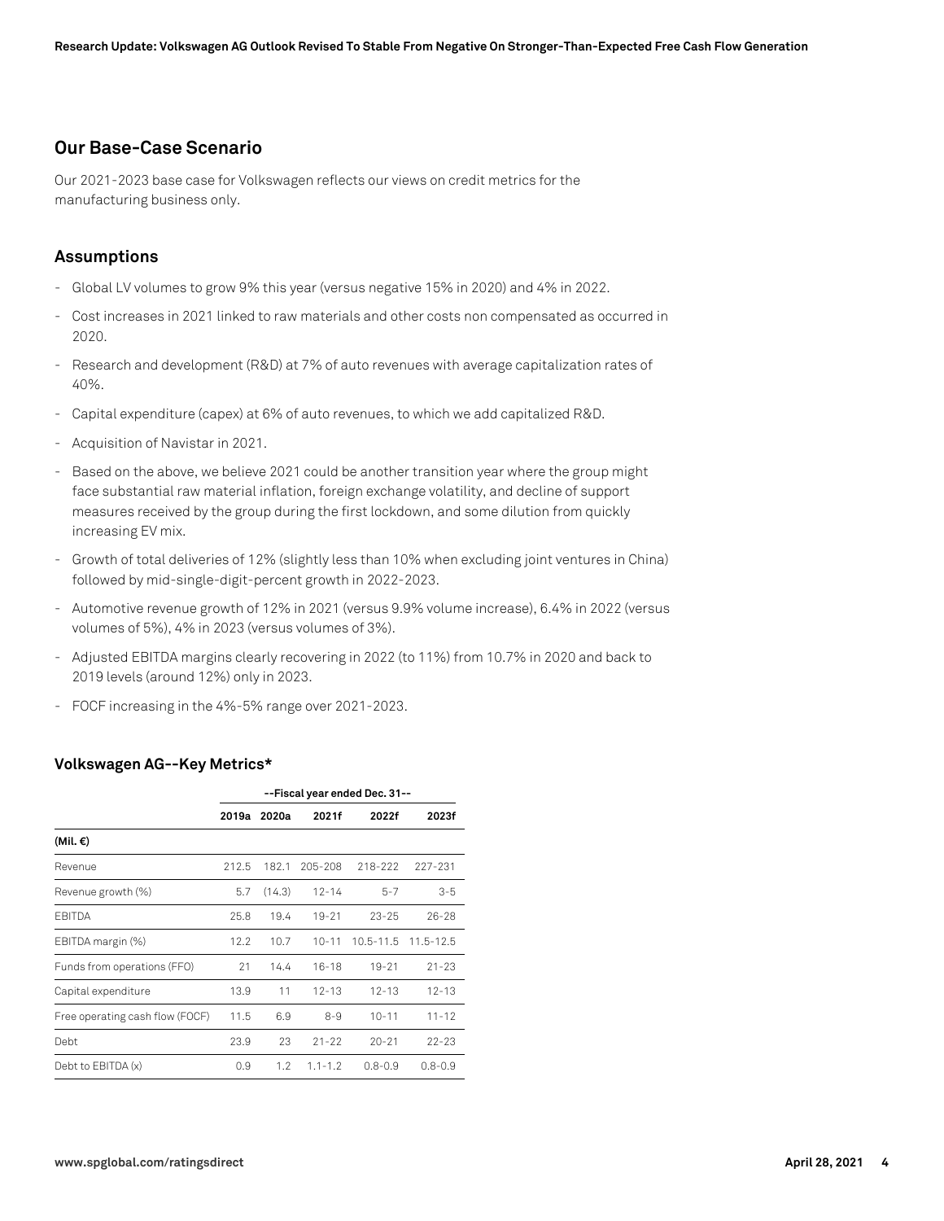## Our Base-Case Scenario

Our 2021-2023 base case for Volkswagen reflects our views on credit metrics for the manufacturing business only.

### Assumptions

- Global LV volumes to grow 9% this year (versus negative 15% in 2020) and 4% in 2022.
- Cost increases in 2021 linked to raw materials and other costs non compensated as occurred in 2020.
- Research and development (R&D) at 7% of auto revenues with average capitalization rates of 40%.
- Capital expenditure (capex) at 6% of auto revenues, to which we add capitalized R&D.
- Acquisition of Navistar in 2021.
- Based on the above, we believe 2021 could be another transition year where the group might face substantial raw material inflation, foreign exchange volatility, and decline of support measures received by the group during the first lockdown, and some dilution from quickly increasing EV mix.
- Growth of total deliveries of 12% (slightly less than 10% when excluding joint ventures in China) followed by mid-single-digit-percent growth in 2022-2023.
- Automotive revenue growth of 12% in 2021 (versus 9.9% volume increase), 6.4% in 2022 (versus volumes of 5%), 4% in 2023 (versus volumes of 3%).
- Adjusted EBITDA margins clearly recovering in 2022 (to 11%) from 10.7% in 2020 and back to 2019 levels (around 12%) only in 2023.
- FOCF increasing in the 4%-5% range over 2021-2023.

### Volkswagen AG--Key Metrics*

| | --Fiscal year ended Dec. 31-- | | | | |
|---|---|---|---|---|---|
| | 2019a | 2020a | 2021f | 2022f | 2023f |
| (Mil. €) | | | | | |
| Revenue | 212.5 | 182.1 | 205-208 | 218-222 | 227-231 |
| Revenue growth (%) | 5.7 | (14.3) | 12-14 | 5-7 | 3-5 |
| EBITDA | 25.8 | 19.4 | 19-21 | 23-25 | 26-28 |
| EBITDA margin (%) | 12.2 | 10.7 | 10-11 | 10.5-11.5 | 11.5-12.5 |
| Funds from operations (FFO) | 21 | 14.4 | 16-18 | 19-21 | 21-23 |
| Capital expenditure | 13.9 | 11 | 12-13 | 12-13 | 12-13 |
| Free operating cash flow (FOCF) | 11.5 | 6.9 | 8-9 | 10-11 | 11-12 |
| Debt | 23.9 | 23 | 21-22 | 20-21 | 22-23 |
| Debt to EBITDA (x) | 0.9 | 1.2 | 1.1-1.2 | 0.8-0.9 | 0.8-0.9 |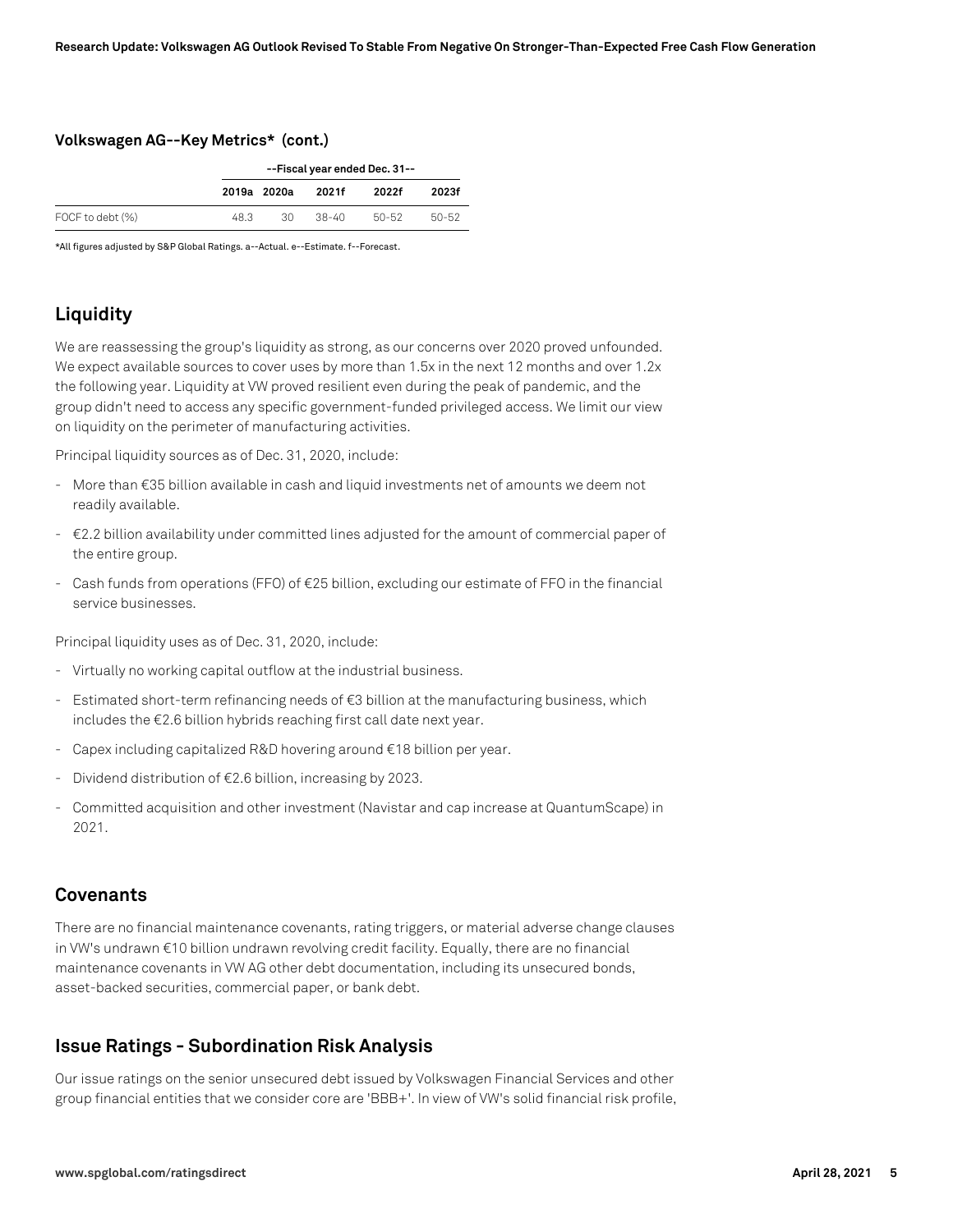### Volkswagen AG--Key Metrics* (cont.)

| | --Fiscal year ended Dec. 31-- | | | | |
|---|---|---|---|---|---|
| | 2019a | 2020a | 2021f | 2022f | 2023f |
| FOCF to debt (%) | 48.3 | 30 | 38-40 | 50-52 | 50-52 |

*All figures adjusted by S&P Global Ratings. a--Actual. e--Estimate. f--Forecast.

## Liquidity

We are reassessing the group's liquidity as strong, as our concerns over 2020 proved unfounded. We expect available sources to cover uses by more than 1.5x in the next 12 months and over 1.2x the following year. Liquidity at VW proved resilient even during the peak of pandemic, and the group didn't need to access any specific government-funded privileged access. We limit our view on liquidity on the perimeter of manufacturing activities.

Principal liquidity sources as of Dec. 31, 2020, include:

- More than €35 billion available in cash and liquid investments net of amounts we deem not readily available.
- €2.2 billion availability under committed lines adjusted for the amount of commercial paper of the entire group.
- Cash funds from operations (FFO) of €25 billion, excluding our estimate of FFO in the financial service businesses.

Principal liquidity uses as of Dec. 31, 2020, include:

- Virtually no working capital outflow at the industrial business.
- Estimated short-term refinancing needs of €3 billion at the manufacturing business, which includes the €2.6 billion hybrids reaching first call date next year.
- Capex including capitalized R&D hovering around €18 billion per year.
- Dividend distribution of €2.6 billion, increasing by 2023.
- Committed acquisition and other investment (Navistar and cap increase at QuantumScape) in 2021.

## Covenants

There are no financial maintenance covenants, rating triggers, or material adverse change clauses in VW's undrawn €10 billion undrawn revolving credit facility. Equally, there are no financial maintenance covenants in VW AG other debt documentation, including its unsecured bonds, asset-backed securities, commercial paper, or bank debt.

## Issue Ratings - Subordination Risk Analysis

Our issue ratings on the senior unsecured debt issued by Volkswagen Financial Services and other group financial entities that we consider core are 'BBB+'. In view of VW's solid financial risk profile,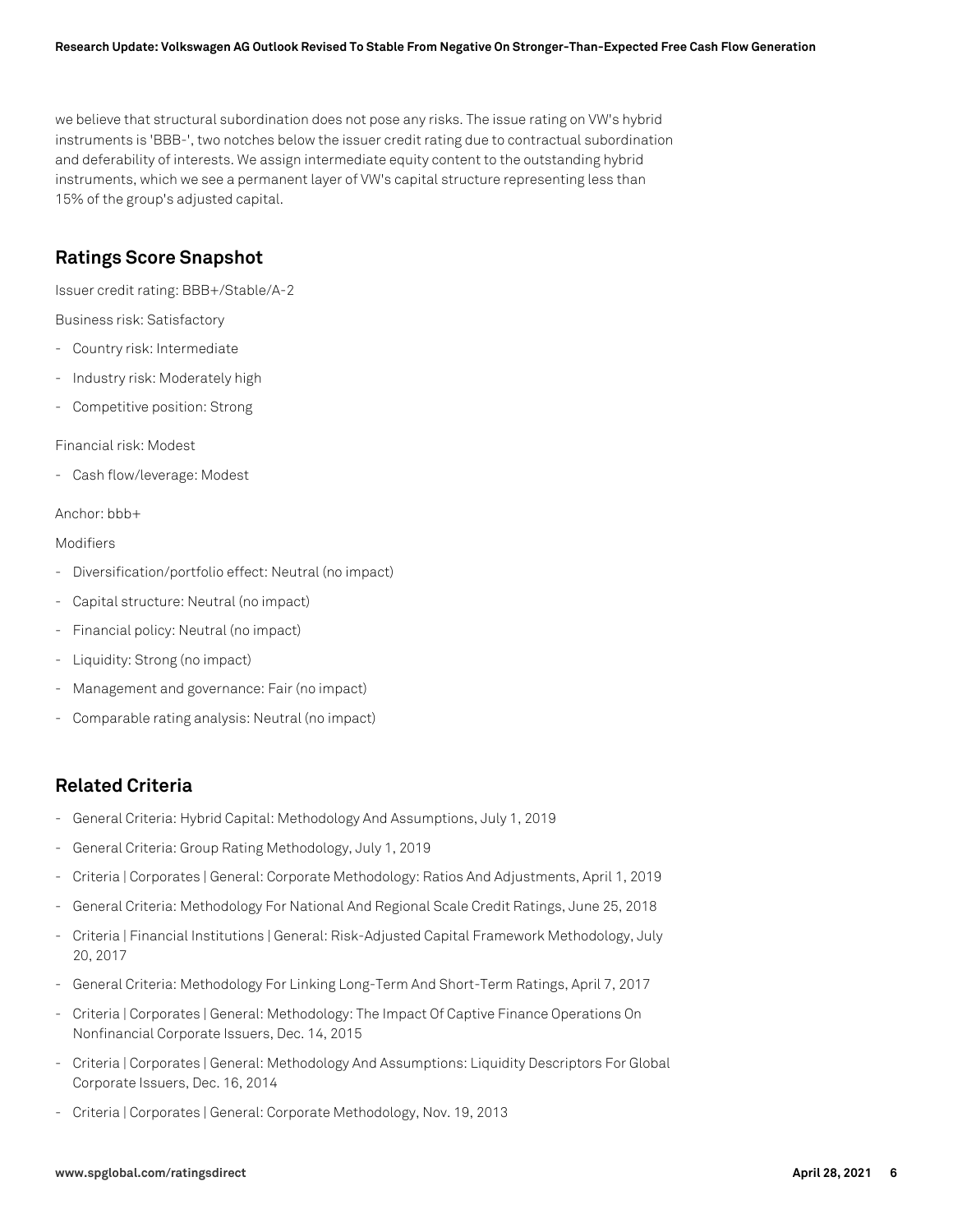we believe that structural subordination does not pose any risks. The issue rating on VW's hybrid instruments is 'BBB-', two notches below the issuer credit rating due to contractual subordination and deferability of interests. We assign intermediate equity content to the outstanding hybrid instruments, which we see a permanent layer of VW's capital structure representing less than 15% of the group's adjusted capital.

## Ratings Score Snapshot

Issuer credit rating: BBB+/Stable/A-2

Business risk: Satisfactory

- Country risk: Intermediate
- Industry risk: Moderately high
- Competitive position: Strong

Financial risk: Modest

- Cash flow/leverage: Modest

Anchor: bbb+

Modifiers

- Diversification/portfolio effect: Neutral (no impact)
- Capital structure: Neutral (no impact)
- Financial policy: Neutral (no impact)
- Liquidity: Strong (no impact)
- Management and governance: Fair (no impact)
- Comparable rating analysis: Neutral (no impact)

## Related Criteria

- General Criteria: Hybrid Capital: Methodology And Assumptions, July 1, 2019
- General Criteria: Group Rating Methodology, July 1, 2019
- Criteria | Corporates | General: Corporate Methodology: Ratios And Adjustments, April 1, 2019
- General Criteria: Methodology For National And Regional Scale Credit Ratings, June 25, 2018
- Criteria | Financial Institutions | General: Risk-Adjusted Capital Framework Methodology, July 20, 2017
- General Criteria: Methodology For Linking Long-Term And Short-Term Ratings, April 7, 2017
- Criteria | Corporates | General: Methodology: The Impact Of Captive Finance Operations On Nonfinancial Corporate Issuers, Dec. 14, 2015
- Criteria | Corporates | General: Methodology And Assumptions: Liquidity Descriptors For Global Corporate Issuers, Dec. 16, 2014
- Criteria | Corporates | General: Corporate Methodology, Nov. 19, 2013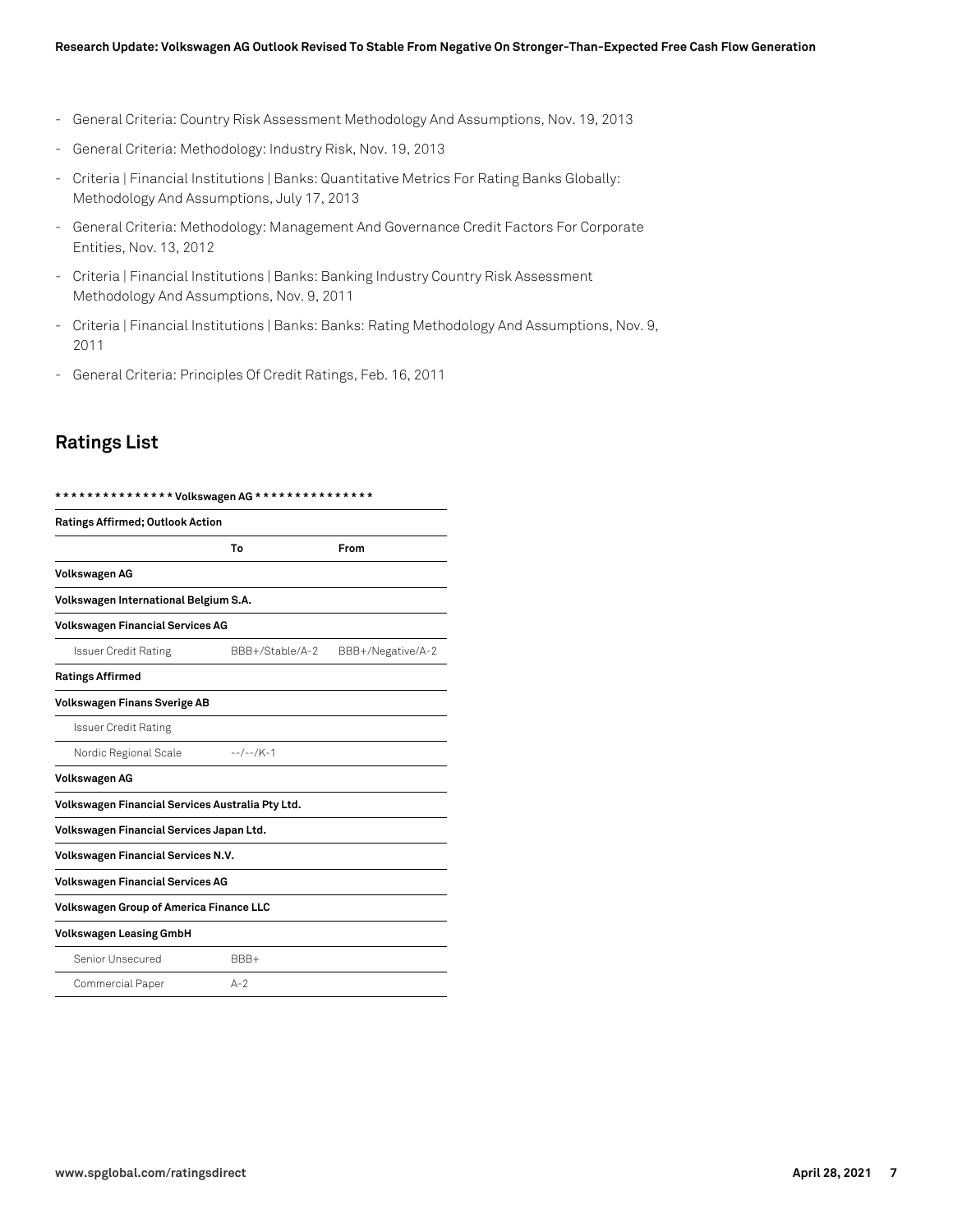- General Criteria: Country Risk Assessment Methodology And Assumptions, Nov. 19, 2013
- General Criteria: Methodology: Industry Risk, Nov. 19, 2013
- Criteria | Financial Institutions | Banks: Quantitative Metrics For Rating Banks Globally: Methodology And Assumptions, July 17, 2013
- General Criteria: Methodology: Management And Governance Credit Factors For Corporate Entities, Nov. 13, 2012
- Criteria | Financial Institutions | Banks: Banking Industry Country Risk Assessment Methodology And Assumptions, Nov. 9, 2011
- Criteria | Financial Institutions | Banks: Banks: Rating Methodology And Assumptions, Nov. 9, 2011
- General Criteria: Principles Of Credit Ratings, Feb. 16, 2011

## Ratings List

| *************** Volkswagen AG *************** | | |
|---|---|---|
| **Ratings Affirmed; Outlook Action** | | |
| | **To** | **From** |
| **Volkswagen AG** | | |
| **Volkswagen International Belgium S.A.** | | |
| **Volkswagen Financial Services AG** | | |
| Issuer Credit Rating | BBB+/Stable/A-2 | BBB+/Negative/A-2 |
| **Ratings Affirmed** | | |
| **Volkswagen Finans Sverige AB** | | |
| Issuer Credit Rating | | |
| Nordic Regional Scale | --/--/K-1 | |
| **Volkswagen AG** | | |
| **Volkswagen Financial Services Australia Pty Ltd.** | | |
| **Volkswagen Financial Services Japan Ltd.** | | |
| **Volkswagen Financial Services N.V.** | | |
| **Volkswagen Financial Services AG** | | |
| **Volkswagen Group of America Finance LLC** | | |
| **Volkswagen Leasing GmbH** | | |
| Senior Unsecured | BBB+ | |
| Commercial Paper | A-2 | |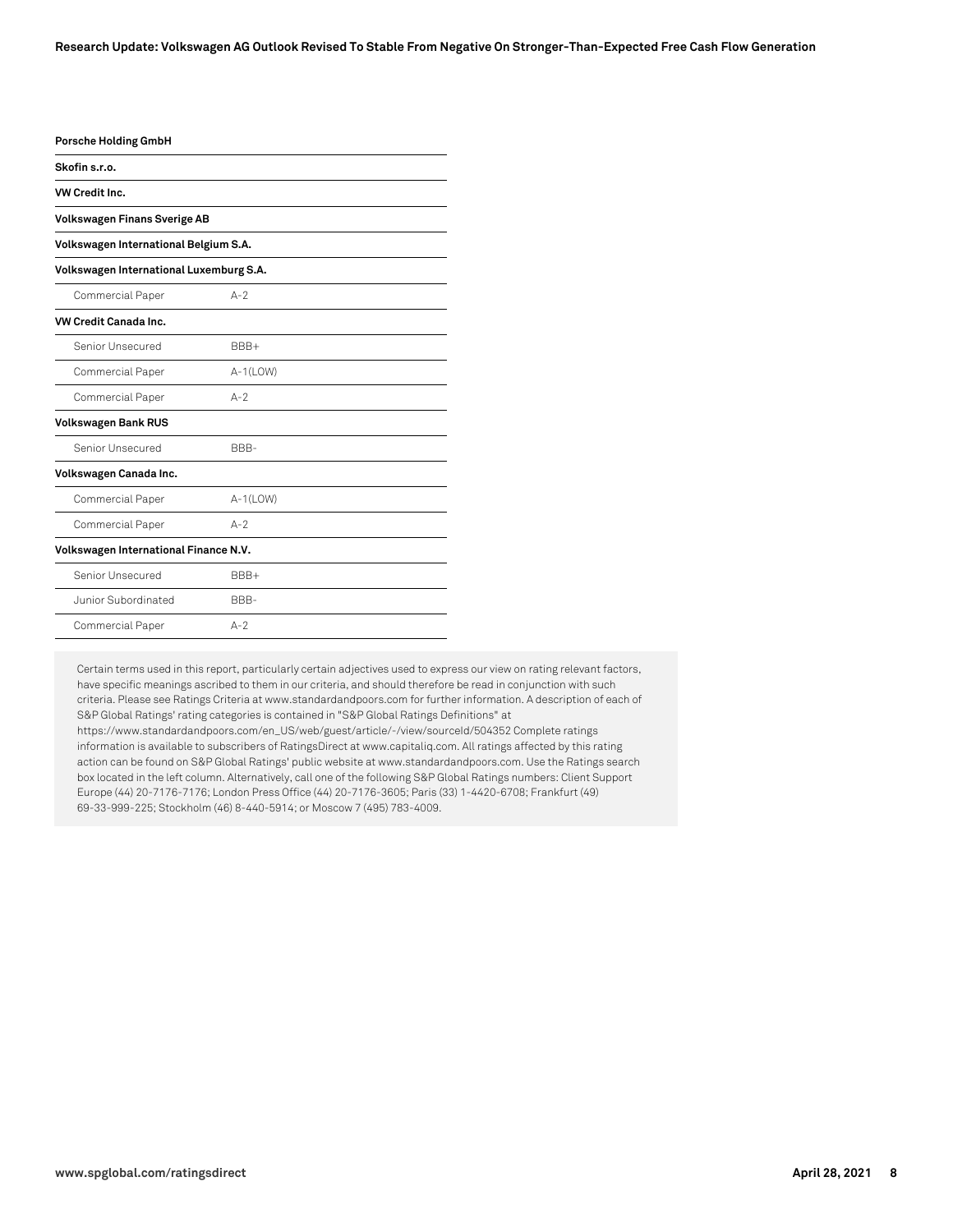| | |
|---|---|
| **Porsche Holding GmbH** | |
| **Skofin s.r.o.** | |
| **VW Credit Inc.** | |
| **Volkswagen Finans Sverige AB** | |
| **Volkswagen International Belgium S.A.** | |
| **Volkswagen International Luxemburg S.A.** | |
| Commercial Paper | A-2 |
| **VW Credit Canada Inc.** | |
| Senior Unsecured | BBB+ |
| Commercial Paper | A-1(LOW) |
| Commercial Paper | A-2 |
| **Volkswagen Bank RUS** | |
| Senior Unsecured | BBB- |
| **Volkswagen Canada Inc.** | |
| Commercial Paper | A-1(LOW) |
| Commercial Paper | A-2 |
| **Volkswagen International Finance N.V.** | |
| Senior Unsecured | BBB+ |
| Junior Subordinated | BBB- |
| Commercial Paper | A-2 |

Certain terms used in this report, particularly certain adjectives used to express our view on rating relevant factors, have specific meanings ascribed to them in our criteria, and should therefore be read in conjunction with such criteria. Please see Ratings Criteria at www.standardandpoors.com for further information. A description of each of S&P Global Ratings' rating categories is contained in "S&P Global Ratings Definitions" at https://www.standardandpoors.com/en_US/web/guest/article/-/view/sourceId/504352 Complete ratings information is available to subscribers of RatingsDirect at www.capitaliq.com. All ratings affected by this rating action can be found on S&P Global Ratings' public website at www.standardandpoors.com. Use the Ratings search box located in the left column. Alternatively, call one of the following S&P Global Ratings numbers: Client Support Europe (44) 20-7176-7176; London Press Office (44) 20-7176-3605; Paris (33) 1-4420-6708; Frankfurt (49) 69-33-999-225; Stockholm (46) 8-440-5914; or Moscow 7 (495) 783-4009.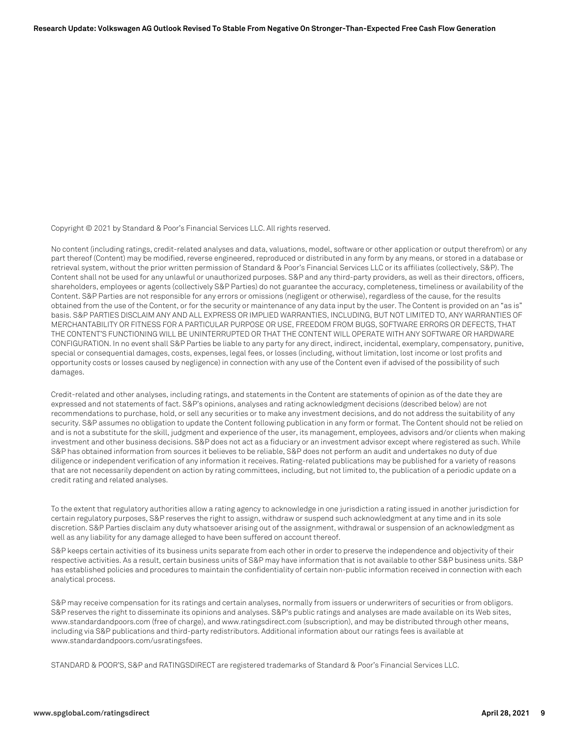Copyright © 2021 by Standard & Poor's Financial Services LLC. All rights reserved.

No content (including ratings, credit-related analyses and data, valuations, model, software or other application or output therefrom) or any part thereof (Content) may be modified, reverse engineered, reproduced or distributed in any form by any means, or stored in a database or retrieval system, without the prior written permission of Standard & Poor's Financial Services LLC or its affiliates (collectively, S&P). The Content shall not be used for any unlawful or unauthorized purposes. S&P and any third-party providers, as well as their directors, officers, shareholders, employees or agents (collectively S&P Parties) do not guarantee the accuracy, completeness, timeliness or availability of the Content. S&P Parties are not responsible for any errors or omissions (negligent or otherwise), regardless of the cause, for the results obtained from the use of the Content, or for the security or maintenance of any data input by the user. The Content is provided on an "as is" basis. S&P PARTIES DISCLAIM ANY AND ALL EXPRESS OR IMPLIED WARRANTIES, INCLUDING, BUT NOT LIMITED TO, ANY WARRANTIES OF MERCHANTABILITY OR FITNESS FOR A PARTICULAR PURPOSE OR USE, FREEDOM FROM BUGS, SOFTWARE ERRORS OR DEFECTS, THAT THE CONTENT'S FUNCTIONING WILL BE UNINTERRUPTED OR THAT THE CONTENT WILL OPERATE WITH ANY SOFTWARE OR HARDWARE CONFIGURATION. In no event shall S&P Parties be liable to any party for any direct, indirect, incidental, exemplary, compensatory, punitive, special or consequential damages, costs, expenses, legal fees, or losses (including, without limitation, lost income or lost profits and opportunity costs or losses caused by negligence) in connection with any use of the Content even if advised of the possibility of such damages.

Credit-related and other analyses, including ratings, and statements in the Content are statements of opinion as of the date they are expressed and not statements of fact. S&P's opinions, analyses and rating acknowledgment decisions (described below) are not recommendations to purchase, hold, or sell any securities or to make any investment decisions, and do not address the suitability of any security. S&P assumes no obligation to update the Content following publication in any form or format. The Content should not be relied on and is not a substitute for the skill, judgment and experience of the user, its management, employees, advisors and/or clients when making investment and other business decisions. S&P does not act as a fiduciary or an investment advisor except where registered as such. While S&P has obtained information from sources it believes to be reliable, S&P does not perform an audit and undertakes no duty of due diligence or independent verification of any information it receives. Rating-related publications may be published for a variety of reasons that are not necessarily dependent on action by rating committees, including, but not limited to, the publication of a periodic update on a credit rating and related analyses.

To the extent that regulatory authorities allow a rating agency to acknowledge in one jurisdiction a rating issued in another jurisdiction for certain regulatory purposes, S&P reserves the right to assign, withdraw or suspend such acknowledgment at any time and in its sole discretion. S&P Parties disclaim any duty whatsoever arising out of the assignment, withdrawal or suspension of an acknowledgment as well as any liability for any damage alleged to have been suffered on account thereof.

S&P keeps certain activities of its business units separate from each other in order to preserve the independence and objectivity of their respective activities. As a result, certain business units of S&P may have information that is not available to other S&P business units. S&P has established policies and procedures to maintain the confidentiality of certain non-public information received in connection with each analytical process.

S&P may receive compensation for its ratings and certain analyses, normally from issuers or underwriters of securities or from obligors. S&P reserves the right to disseminate its opinions and analyses. S&P's public ratings and analyses are made available on its Web sites, www.standardandpoors.com (free of charge), and www.ratingsdirect.com (subscription), and may be distributed through other means, including via S&P publications and third-party redistributors. Additional information about our ratings fees is available at www.standardandpoors.com/usratingsfees.

STANDARD & POOR'S, S&P and RATINGSDIRECT are registered trademarks of Standard & Poor's Financial Services LLC.